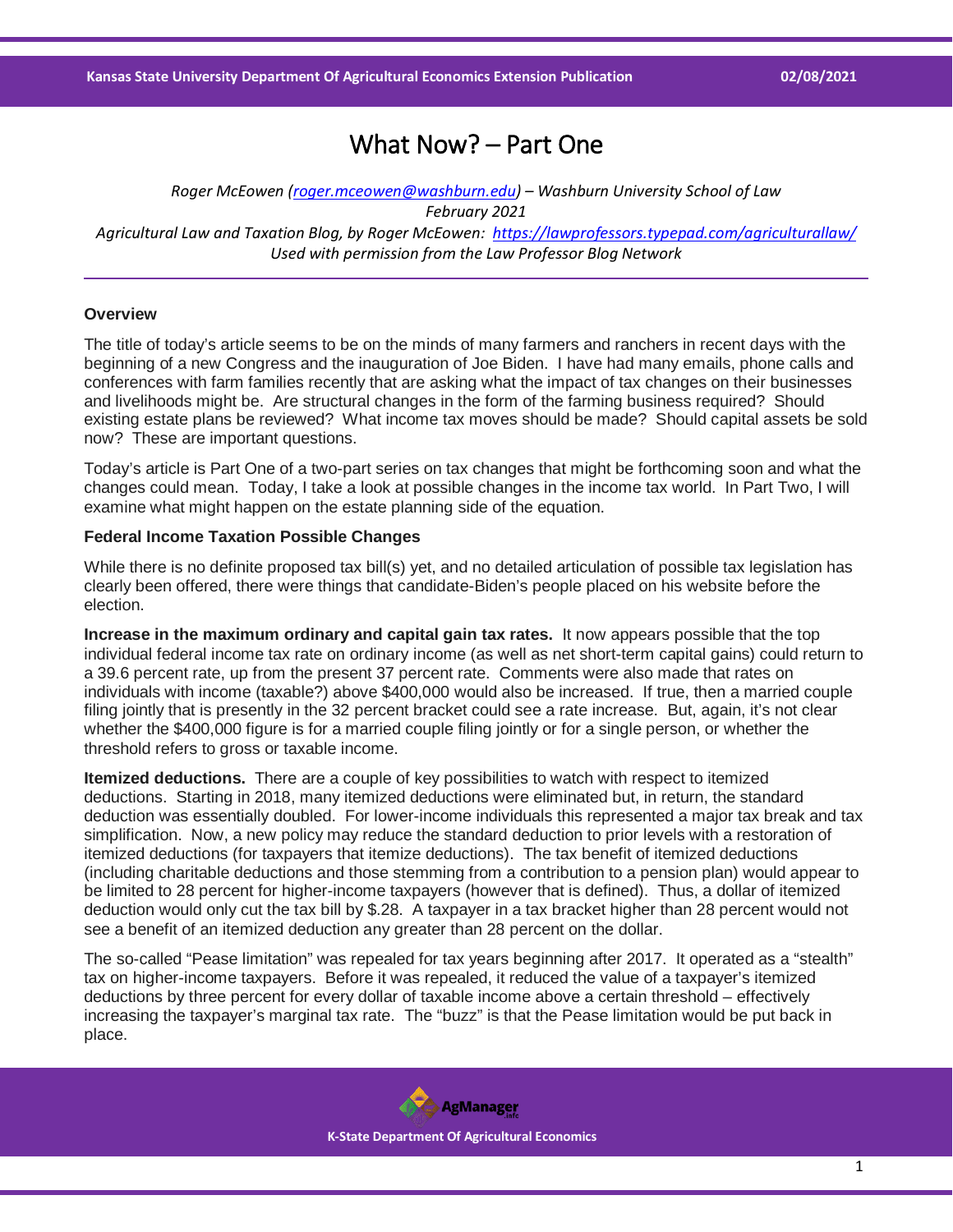# What Now? – Part One

*Roger McEowen ([roger.mceowen@washburn.edu](mailto:roger.mceowen@washburn.edu)) – Washburn University School of Law*
*February 2021*
*Agricultural Law and Taxation Blog, by Roger McEowen: [https://lawprofessors.typepad.com/agriculturallaw/](https://lawprofessors.typepad.com/agriculturallaw/)*
*Used with permission from the Law Professor Blog Network*

---

**Overview**

The title of today's article seems to be on the minds of many farmers and ranchers in recent days with the beginning of a new Congress and the inauguration of Joe Biden. I have had many emails, phone calls and conferences with farm families recently that are asking what the impact of tax changes on their businesses and livelihoods might be. Are structural changes in the form of the farming business required? Should existing estate plans be reviewed? What income tax moves should be made? Should capital assets be sold now? These are important questions.

Today's article is Part One of a two-part series on tax changes that might be forthcoming soon and what the changes could mean. Today, I take a look at possible changes in the income tax world. In Part Two, I will examine what might happen on the estate planning side of the equation.

**Federal Income Taxation Possible Changes**

While there is no definite proposed tax bill(s) yet, and no detailed articulation of possible tax legislation has clearly been offered, there were things that candidate-Biden's people placed on his website before the election.

**Increase in the maximum ordinary and capital gain tax rates.** It now appears possible that the top individual federal income tax rate on ordinary income (as well as net short-term capital gains) could return to a 39.6 percent rate, up from the present 37 percent rate. Comments were also made that rates on individuals with income (taxable?) above $400,000 would also be increased. If true, then a married couple filing jointly that is presently in the 32 percent bracket could see a rate increase. But, again, it's not clear whether the $400,000 figure is for a married couple filing jointly or for a single person, or whether the threshold refers to gross or taxable income.

**Itemized deductions.** There are a couple of key possibilities to watch with respect to itemized deductions. Starting in 2018, many itemized deductions were eliminated but, in return, the standard deduction was essentially doubled. For lower-income individuals this represented a major tax break and tax simplification. Now, a new policy may reduce the standard deduction to prior levels with a restoration of itemized deductions (for taxpayers that itemize deductions). The tax benefit of itemized deductions (including charitable deductions and those stemming from a contribution to a pension plan) would appear to be limited to 28 percent for higher-income taxpayers (however that is defined). Thus, a dollar of itemized deduction would only cut the tax bill by $.28. A taxpayer in a tax bracket higher than 28 percent would not see a benefit of an itemized deduction any greater than 28 percent on the dollar.

The so-called "Pease limitation" was repealed for tax years beginning after 2017. It operated as a "stealth" tax on higher-income taxpayers. Before it was repealed, it reduced the value of a taxpayer's itemized deductions by three percent for every dollar of taxable income above a certain threshold – effectively increasing the taxpayer's marginal tax rate. The "buzz" is that the Pease limitation would be put back in place.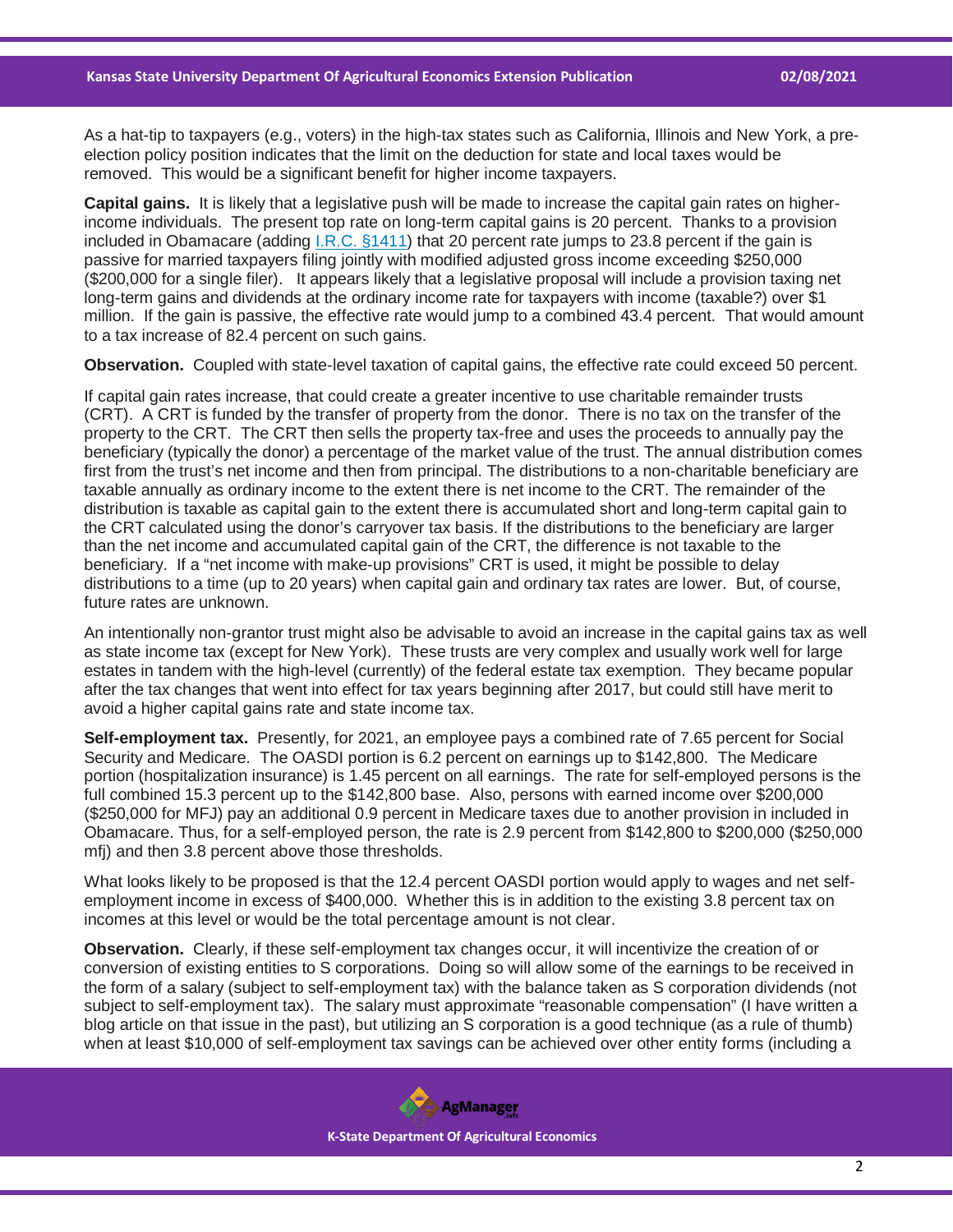As a hat-tip to taxpayers (e.g., voters) in the high-tax states such as California, Illinois and New York, a pre-election policy position indicates that the limit on the deduction for state and local taxes would be removed. This would be a significant benefit for higher income taxpayers.

**Capital gains.** It is likely that a legislative push will be made to increase the capital gain rates on higher-income individuals. The present top rate on long-term capital gains is 20 percent. Thanks to a provision included in Obamacare (adding I.R.C. §1411) that 20 percent rate jumps to 23.8 percent if the gain is passive for married taxpayers filing jointly with modified adjusted gross income exceeding $250,000 ($200,000 for a single filer). It appears likely that a legislative proposal will include a provision taxing net long-term gains and dividends at the ordinary income rate for taxpayers with income (taxable?) over $1 million. If the gain is passive, the effective rate would jump to a combined 43.4 percent. That would amount to a tax increase of 82.4 percent on such gains.

**Observation.** Coupled with state-level taxation of capital gains, the effective rate could exceed 50 percent.

If capital gain rates increase, that could create a greater incentive to use charitable remainder trusts (CRT). A CRT is funded by the transfer of property from the donor. There is no tax on the transfer of the property to the CRT. The CRT then sells the property tax-free and uses the proceeds to annually pay the beneficiary (typically the donor) a percentage of the market value of the trust. The annual distribution comes first from the trust's net income and then from principal. The distributions to a non-charitable beneficiary are taxable annually as ordinary income to the extent there is net income to the CRT. The remainder of the distribution is taxable as capital gain to the extent there is accumulated short and long-term capital gain to the CRT calculated using the donor's carryover tax basis. If the distributions to the beneficiary are larger than the net income and accumulated capital gain of the CRT, the difference is not taxable to the beneficiary. If a "net income with make-up provisions" CRT is used, it might be possible to delay distributions to a time (up to 20 years) when capital gain and ordinary tax rates are lower. But, of course, future rates are unknown.

An intentionally non-grantor trust might also be advisable to avoid an increase in the capital gains tax as well as state income tax (except for New York). These trusts are very complex and usually work well for large estates in tandem with the high-level (currently) of the federal estate tax exemption. They became popular after the tax changes that went into effect for tax years beginning after 2017, but could still have merit to avoid a higher capital gains rate and state income tax.

**Self-employment tax.** Presently, for 2021, an employee pays a combined rate of 7.65 percent for Social Security and Medicare. The OASDI portion is 6.2 percent on earnings up to $142,800. The Medicare portion (hospitalization insurance) is 1.45 percent on all earnings. The rate for self-employed persons is the full combined 15.3 percent up to the $142,800 base. Also, persons with earned income over $200,000 ($250,000 for MFJ) pay an additional 0.9 percent in Medicare taxes due to another provision in included in Obamacare. Thus, for a self-employed person, the rate is 2.9 percent from $142,800 to $200,000 ($250,000 mfj) and then 3.8 percent above those thresholds.

What looks likely to be proposed is that the 12.4 percent OASDI portion would apply to wages and net self-employment income in excess of $400,000. Whether this is in addition to the existing 3.8 percent tax on incomes at this level or would be the total percentage amount is not clear.

**Observation.** Clearly, if these self-employment tax changes occur, it will incentivize the creation of or conversion of existing entities to S corporations. Doing so will allow some of the earnings to be received in the form of a salary (subject to self-employment tax) with the balance taken as S corporation dividends (not subject to self-employment tax). The salary must approximate "reasonable compensation" (I have written a blog article on that issue in the past), but utilizing an S corporation is a good technique (as a rule of thumb) when at least $10,000 of self-employment tax savings can be achieved over other entity forms (including a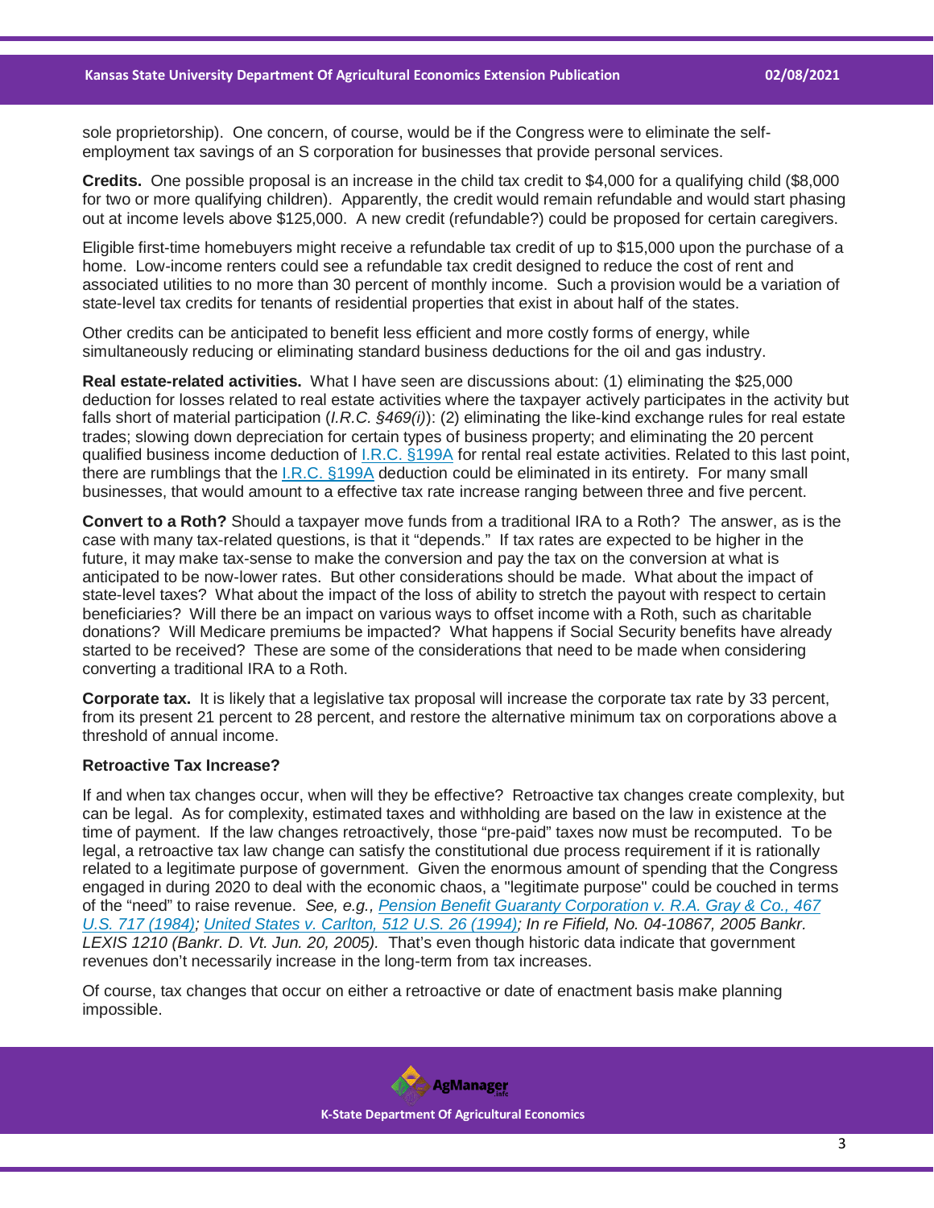sole proprietorship). One concern, of course, would be if the Congress were to eliminate the self-employment tax savings of an S corporation for businesses that provide personal services.

**Credits.** One possible proposal is an increase in the child tax credit to $4,000 for a qualifying child ($8,000 for two or more qualifying children). Apparently, the credit would remain refundable and would start phasing out at income levels above $125,000. A new credit (refundable?) could be proposed for certain caregivers.

Eligible first-time homebuyers might receive a refundable tax credit of up to $15,000 upon the purchase of a home. Low-income renters could see a refundable tax credit designed to reduce the cost of rent and associated utilities to no more than 30 percent of monthly income. Such a provision would be a variation of state-level tax credits for tenants of residential properties that exist in about half of the states.

Other credits can be anticipated to benefit less efficient and more costly forms of energy, while simultaneously reducing or eliminating standard business deductions for the oil and gas industry.

**Real estate-related activities.** What I have seen are discussions about: (1) eliminating the $25,000 deduction for losses related to real estate activities where the taxpayer actively participates in the activity but falls short of material participation (*I.R.C. §469(i)*): (2) eliminating the like-kind exchange rules for real estate trades; slowing down depreciation for certain types of business property; and eliminating the 20 percent qualified business income deduction of I.R.C. §199A for rental real estate activities. Related to this last point, there are rumblings that the I.R.C. §199A deduction could be eliminated in its entirety. For many small businesses, that would amount to a effective tax rate increase ranging between three and five percent.

**Convert to a Roth?** Should a taxpayer move funds from a traditional IRA to a Roth? The answer, as is the case with many tax-related questions, is that it "depends." If tax rates are expected to be higher in the future, it may make tax-sense to make the conversion and pay the tax on the conversion at what is anticipated to be now-lower rates. But other considerations should be made. What about the impact of state-level taxes? What about the impact of the loss of ability to stretch the payout with respect to certain beneficiaries? Will there be an impact on various ways to offset income with a Roth, such as charitable donations? Will Medicare premiums be impacted? What happens if Social Security benefits have already started to be received? These are some of the considerations that need to be made when considering converting a traditional IRA to a Roth.

**Corporate tax.** It is likely that a legislative tax proposal will increase the corporate tax rate by 33 percent, from its present 21 percent to 28 percent, and restore the alternative minimum tax on corporations above a threshold of annual income.

**Retroactive Tax Increase?**

If and when tax changes occur, when will they be effective? Retroactive tax changes create complexity, but can be legal. As for complexity, estimated taxes and withholding are based on the law in existence at the time of payment. If the law changes retroactively, those "pre-paid" taxes now must be recomputed. To be legal, a retroactive tax law change can satisfy the constitutional due process requirement if it is rationally related to a legitimate purpose of government. Given the enormous amount of spending that the Congress engaged in during 2020 to deal with the economic chaos, a "legitimate purpose" could be couched in terms of the "need" to raise revenue. *See, e.g., Pension Benefit Guaranty Corporation v. R.A. Gray & Co., 467 U.S. 717 (1984); United States v. Carlton, 512 U.S. 26 (1994); In re Fifield, No. 04-10867, 2005 Bankr. LEXIS 1210 (Bankr. D. Vt. Jun. 20, 2005).* That's even though historic data indicate that government revenues don't necessarily increase in the long-term from tax increases.

Of course, tax changes that occur on either a retroactive or date of enactment basis make planning impossible.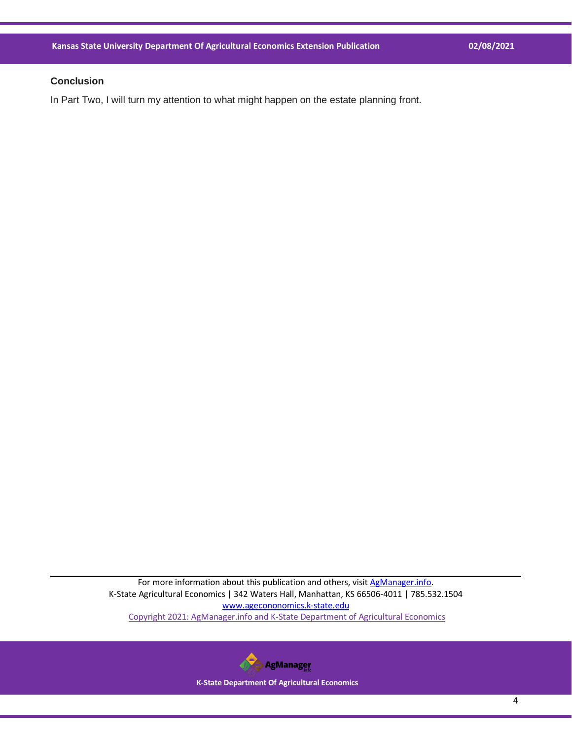## Conclusion

In Part Two, I will turn my attention to what might happen on the estate planning front.

For more information about this publication and others, visit AgManager.info.
K-State Agricultural Economics | 342 Waters Hall, Manhattan, KS 66506-4011 | 785.532.1504
www.agecononomics.k-state.edu
Copyright 2021: AgManager.info and K-State Department of Agricultural Economics